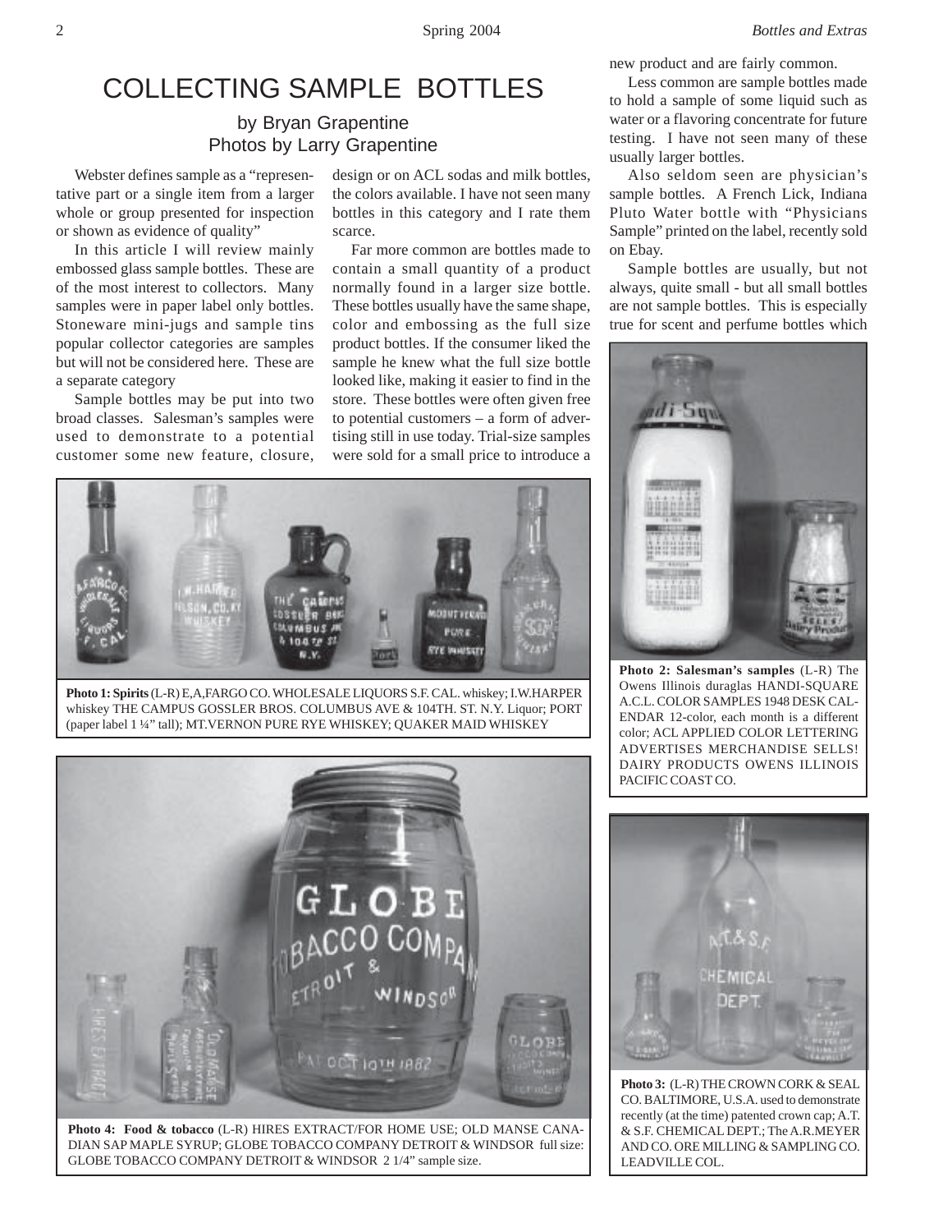# COLLECTING SAMPLE BOTTLES

by Bryan Grapentine
Photos by Larry Grapentine

Webster defines sample as a "representative part or a single item from a larger whole or group presented for inspection or shown as evidence of quality"

In this article I will review mainly embossed glass sample bottles. These are of the most interest to collectors. Many samples were in paper label only bottles. Stoneware mini-jugs and sample tins popular collector categories are samples but will not be considered here. These are a separate category

Sample bottles may be put into two broad classes. Salesman's samples were used to demonstrate to a potential customer some new feature, closure, design or on ACL sodas and milk bottles, the colors available. I have not seen many bottles in this category and I rate them scarce.

Far more common are bottles made to contain a small quantity of a product normally found in a larger size bottle. These bottles usually have the same shape, color and embossing as the full size product bottles. If the consumer liked the sample he knew what the full size bottle looked like, making it easier to find in the store. These bottles were often given free to potential customers – a form of advertising still in use today. Trial-size samples were sold for a small price to introduce a new product and are fairly common.

Less common are sample bottles made to hold a sample of some liquid such as water or a flavoring concentrate for future testing. I have not seen many of these usually larger bottles.

Also seldom seen are physician's sample bottles. A French Lick, Indiana Pluto Water bottle with "Physicians Sample" printed on the label, recently sold on Ebay.

Sample bottles are usually, but not always, quite small - but all small bottles are not sample bottles. This is especially true for scent and perfume bottles which

**Photo 1: Spirits** (L-R) E,A,FARGO CO. WHOLESALE LIQUORS S.F. CAL. whiskey; I.W.HARPER whiskey THE CAMPUS GOSSLER BROS. COLUMBUS AVE & 104TH. ST. N.Y. Liquor; PORT (paper label 1 ¼" tall); MT.VERNON PURE RYE WHISKEY; QUAKER MAID WHISKEY

**Photo 2: Salesman's samples** (L-R) The Owens Illinois duraglas HANDI-SQUARE A.C.L. COLOR SAMPLES 1948 DESK CALENDAR 12-color, each month is a different color; ACL APPLIED COLOR LETTERING ADVERTISES MERCHANDISE SELLS! DAIRY PRODUCTS OWENS ILLINOIS PACIFIC COAST CO.

**Photo 3:** (L-R) THE CROWN CORK & SEAL CO. BALTIMORE, U.S.A. used to demonstrate recently (at the time) patented crown cap; A.T. & S.F. CHEMICAL DEPT.; The A.R.MEYER AND CO. ORE MILLING & SAMPLING CO. LEADVILLE COL.

**Photo 4: Food & tobacco** (L-R) HIRES EXTRACT/FOR HOME USE; OLD MANSE CANADIAN SAP MAPLE SYRUP; GLOBE TOBACCO COMPANY DETROIT & WINDSOR full size: GLOBE TOBACCO COMPANY DETROIT & WINDSOR 2 1/4" sample size.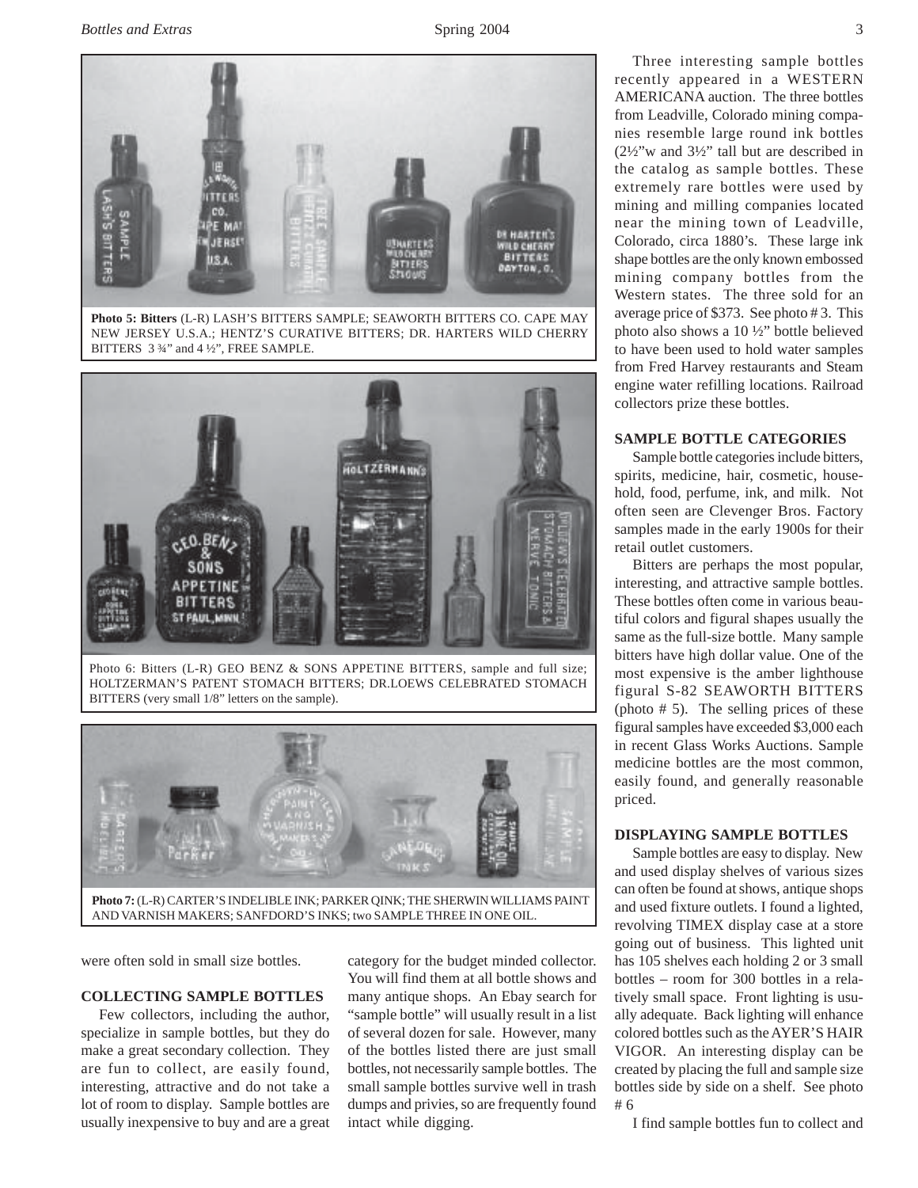**Photo 5: Bitters** (L-R) LASH'S BITTERS SAMPLE; SEAWORTH BITTERS CO. CAPE MAY NEW JERSEY U.S.A.; HENTZ'S CURATIVE BITTERS; DR. HARTERS WILD CHERRY BITTERS 3 ¾" and 4 ½", FREE SAMPLE.

Photo 6: Bitters (L-R) GEO BENZ & SONS APPETINE BITTERS, sample and full size; HOLTZERMAN'S PATENT STOMACH BITTERS; DR.LOEWS CELEBRATED STOMACH BITTERS (very small 1/8" letters on the sample).

**Photo 7:** (L-R) CARTER'S INDELIBLE INK; PARKER QINK; THE SHERWIN WILLIAMS PAINT AND VARNISH MAKERS; SANFDORD'S INKS; two SAMPLE THREE IN ONE OIL.

were often sold in small size bottles.

## COLLECTING SAMPLE BOTTLES

Few collectors, including the author, specialize in sample bottles, but they do make a great secondary collection. They are fun to collect, are easily found, interesting, attractive and do not take a lot of room to display. Sample bottles are usually inexpensive to buy and are a great category for the budget minded collector. You will find them at all bottle shows and many antique shops. An Ebay search for "sample bottle" will usually result in a list of several dozen for sale. However, many of the bottles listed there are just small bottles, not necessarily sample bottles. The small sample bottles survive well in trash dumps and privies, so are frequently found intact while digging.

Three interesting sample bottles recently appeared in a WESTERN AMERICANA auction. The three bottles from Leadville, Colorado mining companies resemble large round ink bottles (2½"w and 3½" tall but are described in the catalog as sample bottles. These extremely rare bottles were used by mining and milling companies located near the mining town of Leadville, Colorado, circa 1880's. These large ink shape bottles are the only known embossed mining company bottles from the Western states. The three sold for an average price of $373. See photo # 3. This photo also shows a 10 ½" bottle believed to have been used to hold water samples from Fred Harvey restaurants and Steam engine water refilling locations. Railroad collectors prize these bottles.

## SAMPLE BOTTLE CATEGORIES

Sample bottle categories include bitters, spirits, medicine, hair, cosmetic, household, food, perfume, ink, and milk. Not often seen are Clevenger Bros. Factory samples made in the early 1900s for their retail outlet customers.

Bitters are perhaps the most popular, interesting, and attractive sample bottles. These bottles often come in various beautiful colors and figural shapes usually the same as the full-size bottle. Many sample bitters have high dollar value. One of the most expensive is the amber lighthouse figural S-82 SEAWORTH BITTERS (photo # 5). The selling prices of these figural samples have exceeded $3,000 each in recent Glass Works Auctions. Sample medicine bottles are the most common, easily found, and generally reasonable priced.

## DISPLAYING SAMPLE BOTTLES

Sample bottles are easy to display. New and used display shelves of various sizes can often be found at shows, antique shops and used fixture outlets. I found a lighted, revolving TIMEX display case at a store going out of business. This lighted unit has 105 shelves each holding 2 or 3 small bottles – room for 300 bottles in a relatively small space. Front lighting is usually adequate. Back lighting will enhance colored bottles such as the AYER'S HAIR VIGOR. An interesting display can be created by placing the full and sample size bottles side by side on a shelf. See photo # 6

I find sample bottles fun to collect and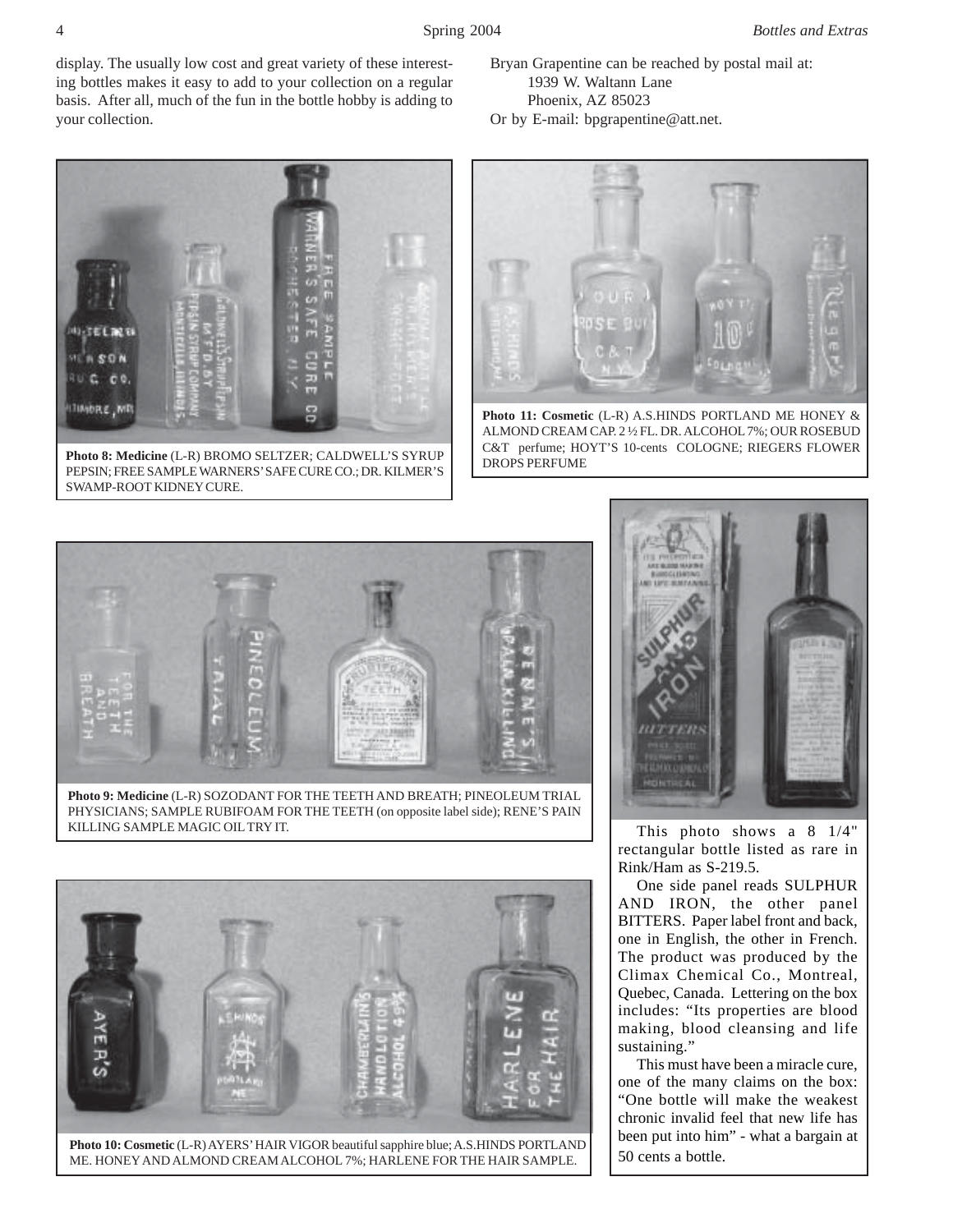display. The usually low cost and great variety of these interesting bottles makes it easy to add to your collection on a regular basis. After all, much of the fun in the bottle hobby is adding to your collection.

Bryan Grapentine can be reached by postal mail at:
1939 W. Waltann Lane
Phoenix, AZ 85023
Or by E-mail: bpgrapentine@att.net.

**Photo 8: Medicine** (L-R) BROMO SELTZER; CALDWELL'S SYRUP PEPSIN; FREE SAMPLE WARNERS' SAFE CURE CO.; DR. KILMER'S SWAMP-ROOT KIDNEY CURE.

**Photo 11: Cosmetic** (L-R) A.S.HINDS PORTLAND ME HONEY & ALMOND CREAM CAP. 2 ½ FL. DR. ALCOHOL 7%; OUR ROSEBUD C&T perfume; HOYT'S 10-cents COLOGNE; RIEGERS FLOWER DROPS PERFUME

**Photo 9: Medicine** (L-R) SOZODANT FOR THE TEETH AND BREATH; PINEOLEUM TRIAL PHYSICIANS; SAMPLE RUBIFOAM FOR THE TEETH (on opposite label side); RENE'S PAIN KILLING SAMPLE MAGIC OIL TRY IT.

**Photo 10: Cosmetic** (L-R) AYERS' HAIR VIGOR beautiful sapphire blue; A.S.HINDS PORTLAND ME. HONEY AND ALMOND CREAM ALCOHOL 7%; HARLENE FOR THE HAIR SAMPLE.

This photo shows a 8 1/4" rectangular bottle listed as rare in Rink/Ham as S-219.5.

One side panel reads SULPHUR AND IRON, the other panel BITTERS. Paper label front and back, one in English, the other in French. The product was produced by the Climax Chemical Co., Montreal, Quebec, Canada. Lettering on the box includes: "Its properties are blood making, blood cleansing and life sustaining."

This must have been a miracle cure, one of the many claims on the box: "One bottle will make the weakest chronic invalid feel that new life has been put into him" - what a bargain at 50 cents a bottle.